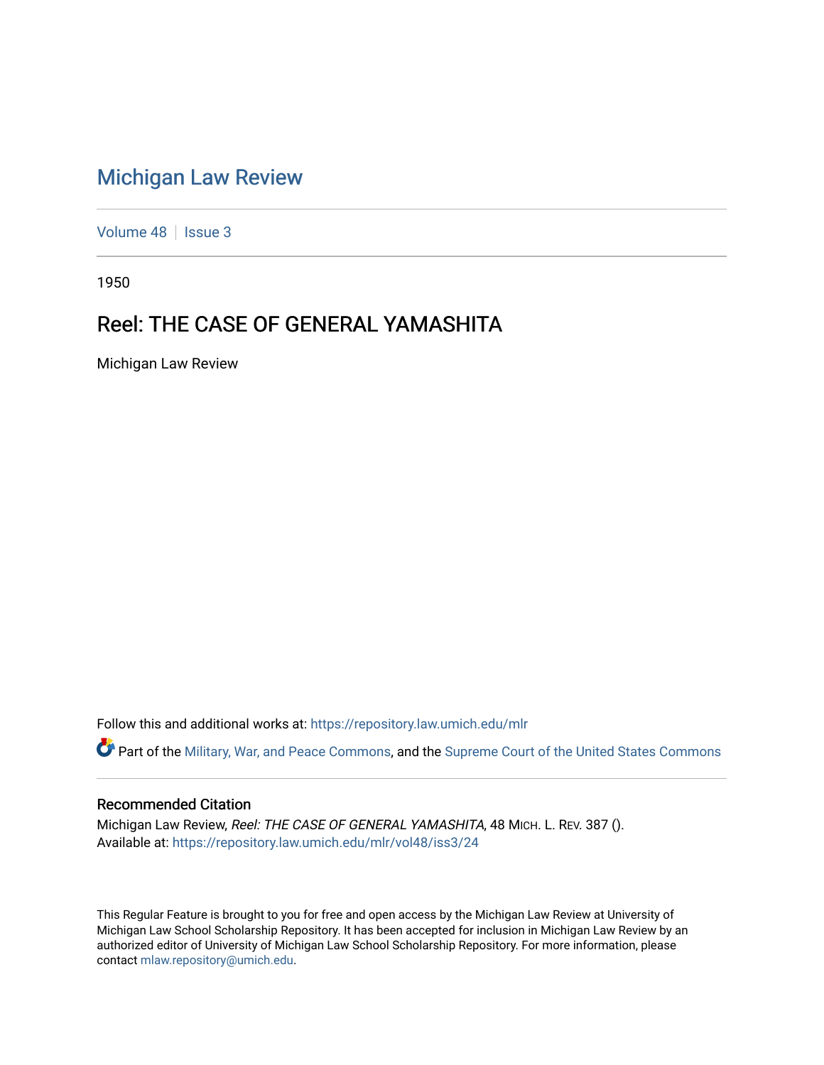# Michigan Law Review

Volume 48 | Issue 3

1950

## Reel: THE CASE OF GENERAL YAMASHITA

Michigan Law Review

Follow this and additional works at: https://repository.law.umich.edu/mlr

Part of the Military, War, and Peace Commons, and the Supreme Court of the United States Commons

### Recommended Citation

Michigan Law Review, *Reel: THE CASE OF GENERAL YAMASHITA*, 48 MICH. L. REV. 387 ().
Available at: https://repository.law.umich.edu/mlr/vol48/iss3/24

This Regular Feature is brought to you for free and open access by the Michigan Law Review at University of Michigan Law School Scholarship Repository. It has been accepted for inclusion in Michigan Law Review by an authorized editor of University of Michigan Law School Scholarship Repository. For more information, please contact mlaw.repository@umich.edu.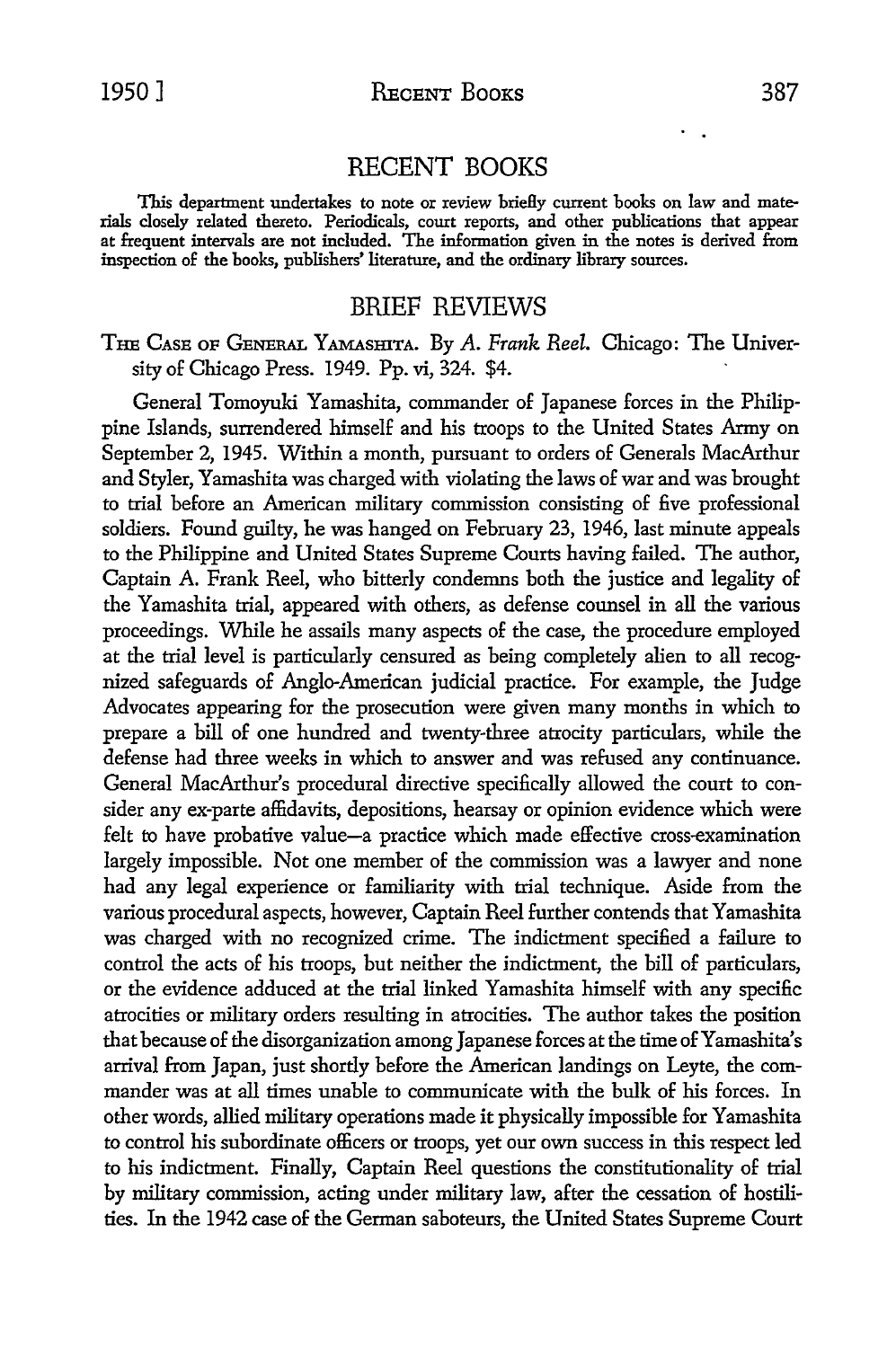# RECENT BOOKS

This department undertakes to note or review briefly current books on law and materials closely related thereto. Periodicals, court reports, and other publications that appear at frequent intervals are not included. The information given in the notes is derived from inspection of the books, publishers' literature, and the ordinary library sources.

## BRIEF REVIEWS

THE CASE OF GENERAL YAMASHITA. By *A. Frank Reel*. Chicago: The University of Chicago Press. 1949. Pp. vi, 324. $4.

General Tomoyuki Yamashita, commander of Japanese forces in the Philippine Islands, surrendered himself and his troops to the United States Army on September 2, 1945. Within a month, pursuant to orders of Generals MacArthur and Styler, Yamashita was charged with violating the laws of war and was brought to trial before an American military commission consisting of five professional soldiers. Found guilty, he was hanged on February 23, 1946, last minute appeals to the Philippine and United States Supreme Courts having failed. The author, Captain A. Frank Reel, who bitterly condemns both the justice and legality of the Yamashita trial, appeared with others, as defense counsel in all the various proceedings. While he assails many aspects of the case, the procedure employed at the trial level is particularly censured as being completely alien to all recognized safeguards of Anglo-American judicial practice. For example, the Judge Advocates appearing for the prosecution were given many months in which to prepare a bill of one hundred and twenty-three atrocity particulars, while the defense had three weeks in which to answer and was refused any continuance. General MacArthur's procedural directive specifically allowed the court to consider any ex-parte affidavits, depositions, hearsay or opinion evidence which were felt to have probative value—a practice which made effective cross-examination largely impossible. Not one member of the commission was a lawyer and none had any legal experience or familiarity with trial technique. Aside from the various procedural aspects, however, Captain Reel further contends that Yamashita was charged with no recognized crime. The indictment specified a failure to control the acts of his troops, but neither the indictment, the bill of particulars, or the evidence adduced at the trial linked Yamashita himself with any specific atrocities or military orders resulting in atrocities. The author takes the position that because of the disorganization among Japanese forces at the time of Yamashita's arrival from Japan, just shortly before the American landings on Leyte, the commander was at all times unable to communicate with the bulk of his forces. In other words, allied military operations made it physically impossible for Yamashita to control his subordinate officers or troops, yet our own success in this respect led to his indictment. Finally, Captain Reel questions the constitutionality of trial by military commission, acting under military law, after the cessation of hostilities. In the 1942 case of the German saboteurs, the United States Supreme Court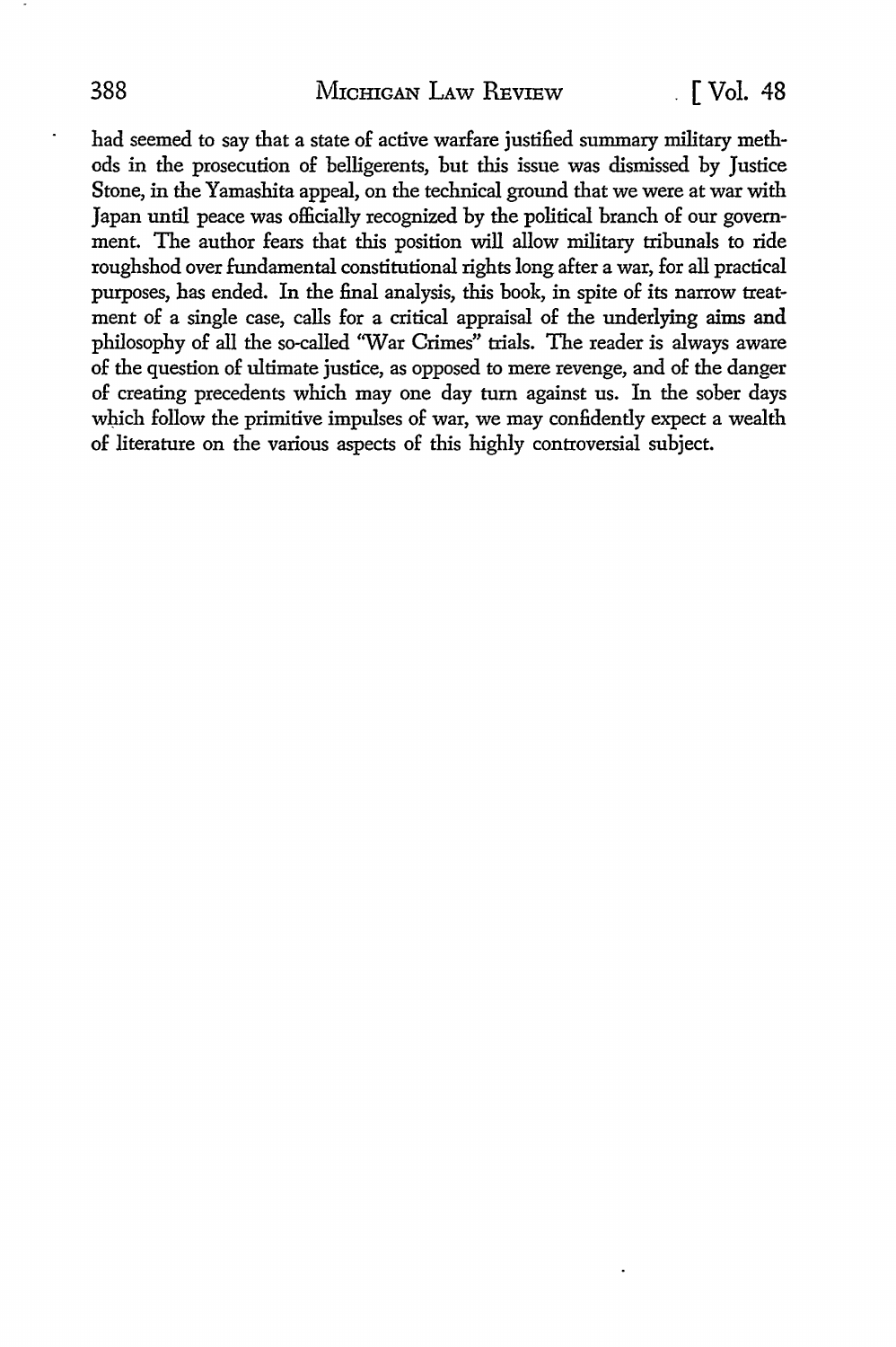had seemed to say that a state of active warfare justified summary military methods in the prosecution of belligerents, but this issue was dismissed by Justice Stone, in the Yamashita appeal, on the technical ground that we were at war with Japan until peace was officially recognized by the political branch of our government. The author fears that this position will allow military tribunals to ride roughshod over fundamental constitutional rights long after a war, for all practical purposes, has ended. In the final analysis, this book, in spite of its narrow treatment of a single case, calls for a critical appraisal of the underlying aims and philosophy of all the so-called "War Crimes" trials. The reader is always aware of the question of ultimate justice, as opposed to mere revenge, and of the danger of creating precedents which may one day turn against us. In the sober days which follow the primitive impulses of war, we may confidently expect a wealth of literature on the various aspects of this highly controversial subject.